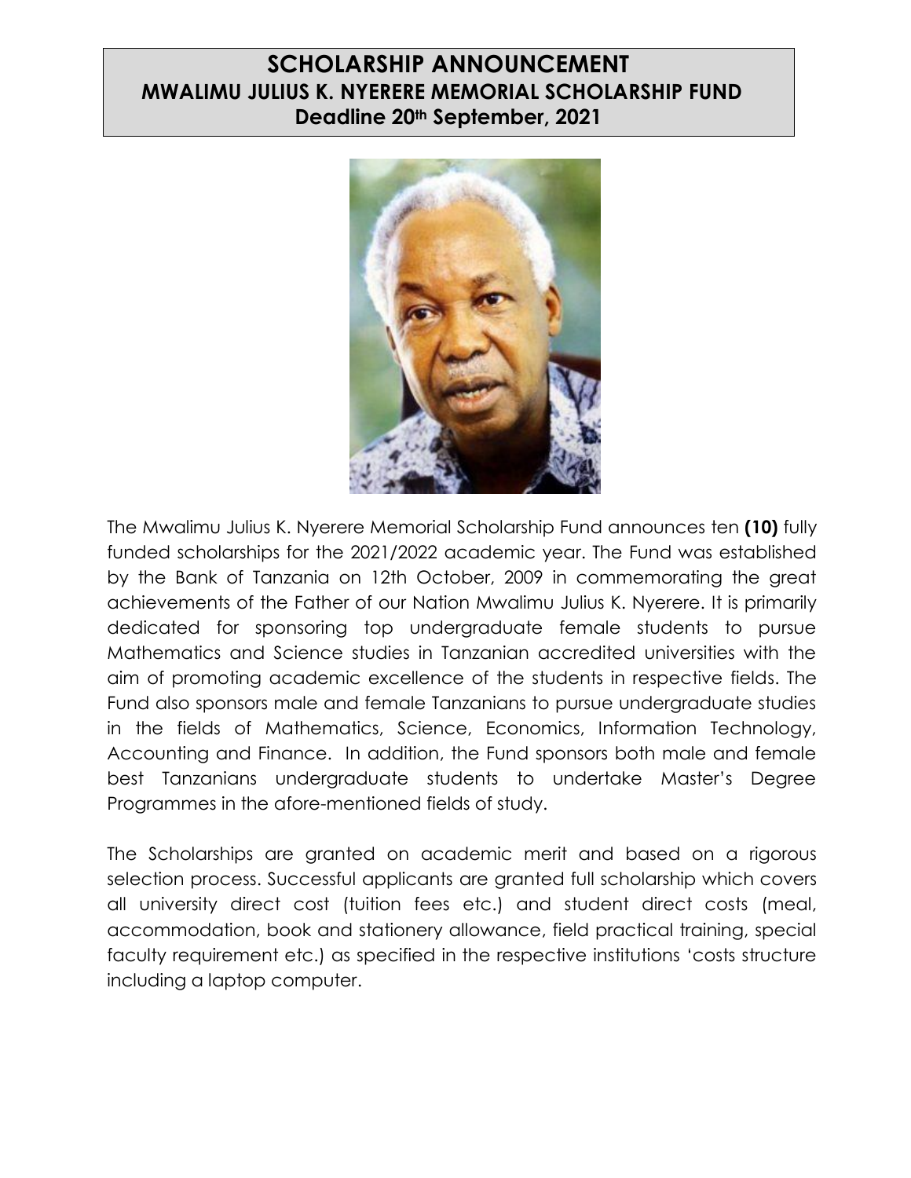# SCHOLARSHIP ANNOUNCEMENT
## MWALIMU JULIUS K. NYERERE MEMORIAL SCHOLARSHIP FUND
### Deadline 20th September, 2021

The Mwalimu Julius K. Nyerere Memorial Scholarship Fund announces ten **(10)** fully funded scholarships for the 2021/2022 academic year. The Fund was established by the Bank of Tanzania on 12th October, 2009 in commemorating the great achievements of the Father of our Nation Mwalimu Julius K. Nyerere. It is primarily dedicated for sponsoring top undergraduate female students to pursue Mathematics and Science studies in Tanzanian accredited universities with the aim of promoting academic excellence of the students in respective fields. The Fund also sponsors male and female Tanzanians to pursue undergraduate studies in the fields of Mathematics, Science, Economics, Information Technology, Accounting and Finance. In addition, the Fund sponsors both male and female best Tanzanians undergraduate students to undertake Master's Degree Programmes in the afore-mentioned fields of study.

The Scholarships are granted on academic merit and based on a rigorous selection process. Successful applicants are granted full scholarship which covers all university direct cost (tuition fees etc.) and student direct costs (meal, accommodation, book and stationery allowance, field practical training, special faculty requirement etc.) as specified in the respective institutions 'costs structure including a laptop computer.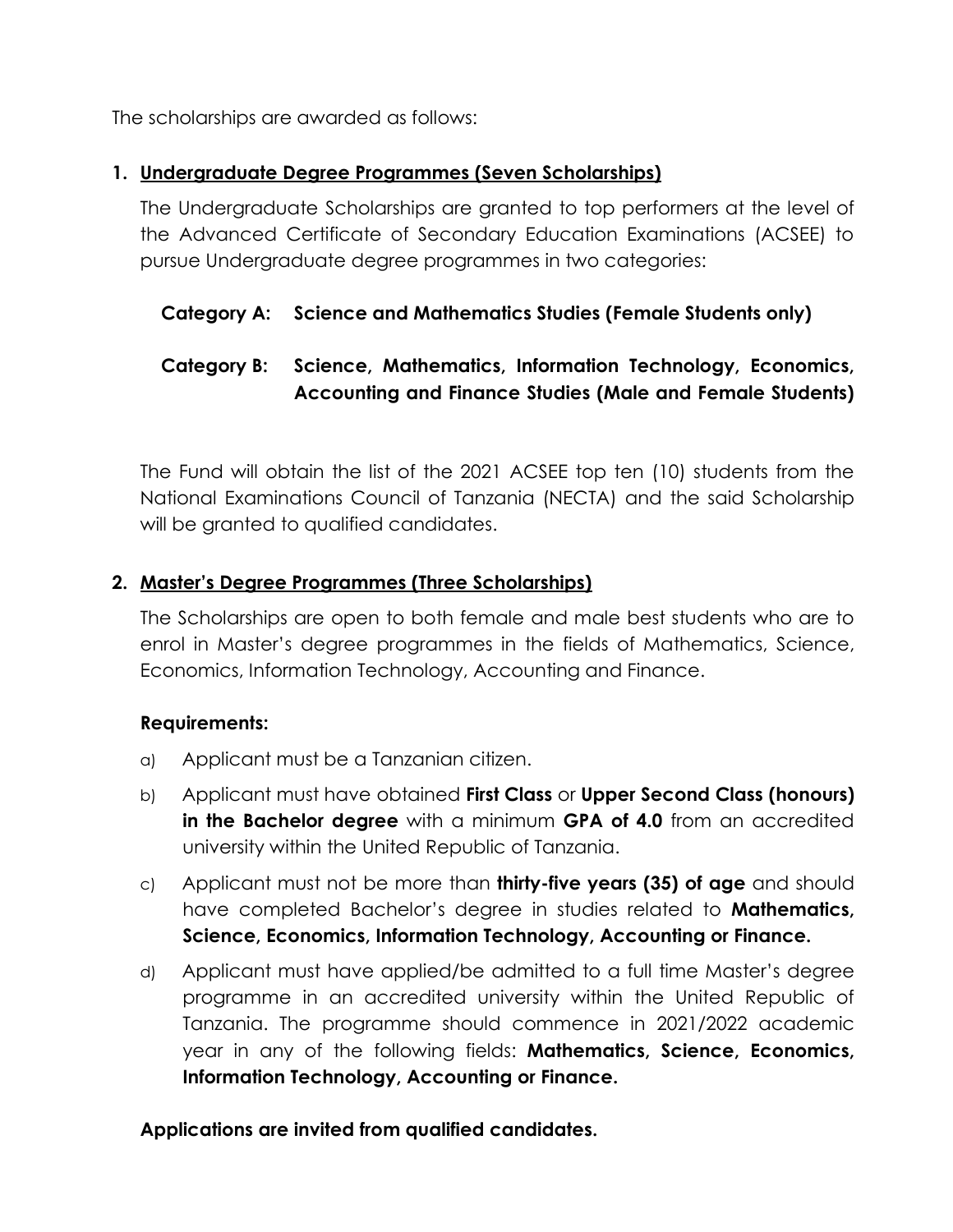The scholarships are awarded as follows:

1. **Undergraduate Degree Programmes (Seven Scholarships)**

   The Undergraduate Scholarships are granted to top performers at the level of the Advanced Certificate of Secondary Education Examinations (ACSEE) to pursue Undergraduate degree programmes in two categories:

   **Category A: Science and Mathematics Studies (Female Students only)**

   **Category B: Science, Mathematics, Information Technology, Economics, Accounting and Finance Studies (Male and Female Students)**

   The Fund will obtain the list of the 2021 ACSEE top ten (10) students from the National Examinations Council of Tanzania (NECTA) and the said Scholarship will be granted to qualified candidates.

2. **Master's Degree Programmes (Three Scholarships)**

   The Scholarships are open to both female and male best students who are to enrol in Master's degree programmes in the fields of Mathematics, Science, Economics, Information Technology, Accounting and Finance.

   **Requirements:**

   a) Applicant must be a Tanzanian citizen.

   b) Applicant must have obtained **First Class** or **Upper Second Class (honours) in the Bachelor degree** with a minimum **GPA of 4.0** from an accredited university within the United Republic of Tanzania.

   c) Applicant must not be more than **thirty-five years (35) of age** and should have completed Bachelor's degree in studies related to **Mathematics, Science, Economics, Information Technology, Accounting or Finance.**

   d) Applicant must have applied/be admitted to a full time Master's degree programme in an accredited university within the United Republic of Tanzania. The programme should commence in 2021/2022 academic year in any of the following fields: **Mathematics, Science, Economics, Information Technology, Accounting or Finance.**

   **Applications are invited from qualified candidates.**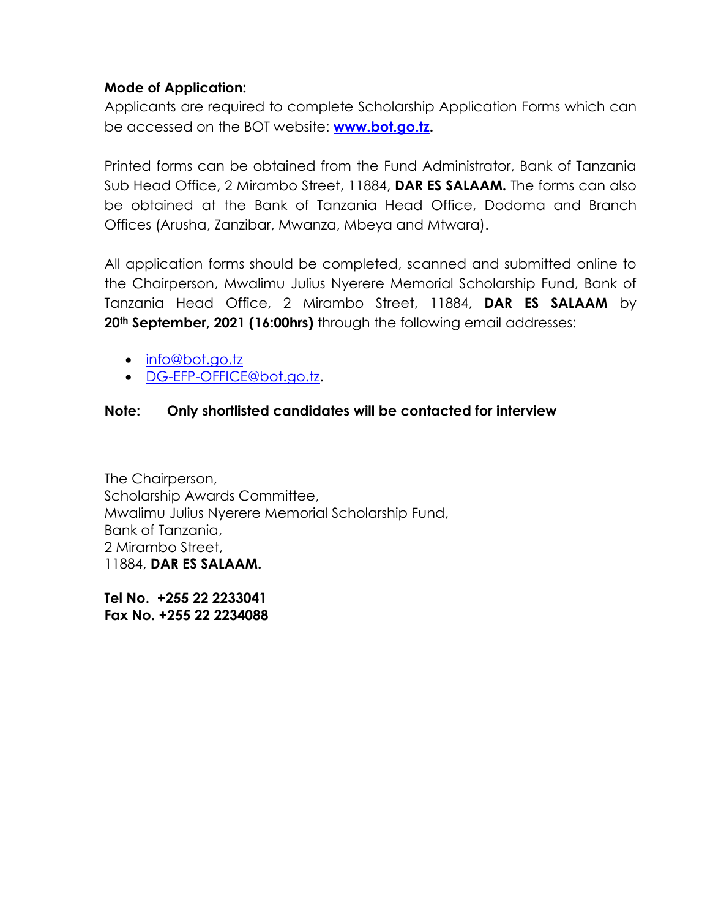**Mode of Application:**

Applicants are required to complete Scholarship Application Forms which can be accessed on the BOT website: **www.bot.go.tz.**

Printed forms can be obtained from the Fund Administrator, Bank of Tanzania Sub Head Office, 2 Mirambo Street, 11884, **DAR ES SALAAM.** The forms can also be obtained at the Bank of Tanzania Head Office, Dodoma and Branch Offices (Arusha, Zanzibar, Mwanza, Mbeya and Mtwara).

All application forms should be completed, scanned and submitted online to the Chairperson, Mwalimu Julius Nyerere Memorial Scholarship Fund, Bank of Tanzania Head Office, 2 Mirambo Street, 11884, **DAR ES SALAAM** by **20th September, 2021 (16:00hrs)** through the following email addresses:

- info@bot.go.tz
- DG-EFP-OFFICE@bot.go.tz.

**Note: Only shortlisted candidates will be contacted for interview**

The Chairperson,
Scholarship Awards Committee,
Mwalimu Julius Nyerere Memorial Scholarship Fund,
Bank of Tanzania,
2 Mirambo Street,
11884, **DAR ES SALAAM.**

**Tel No. +255 22 2233041**
**Fax No. +255 22 2234088**